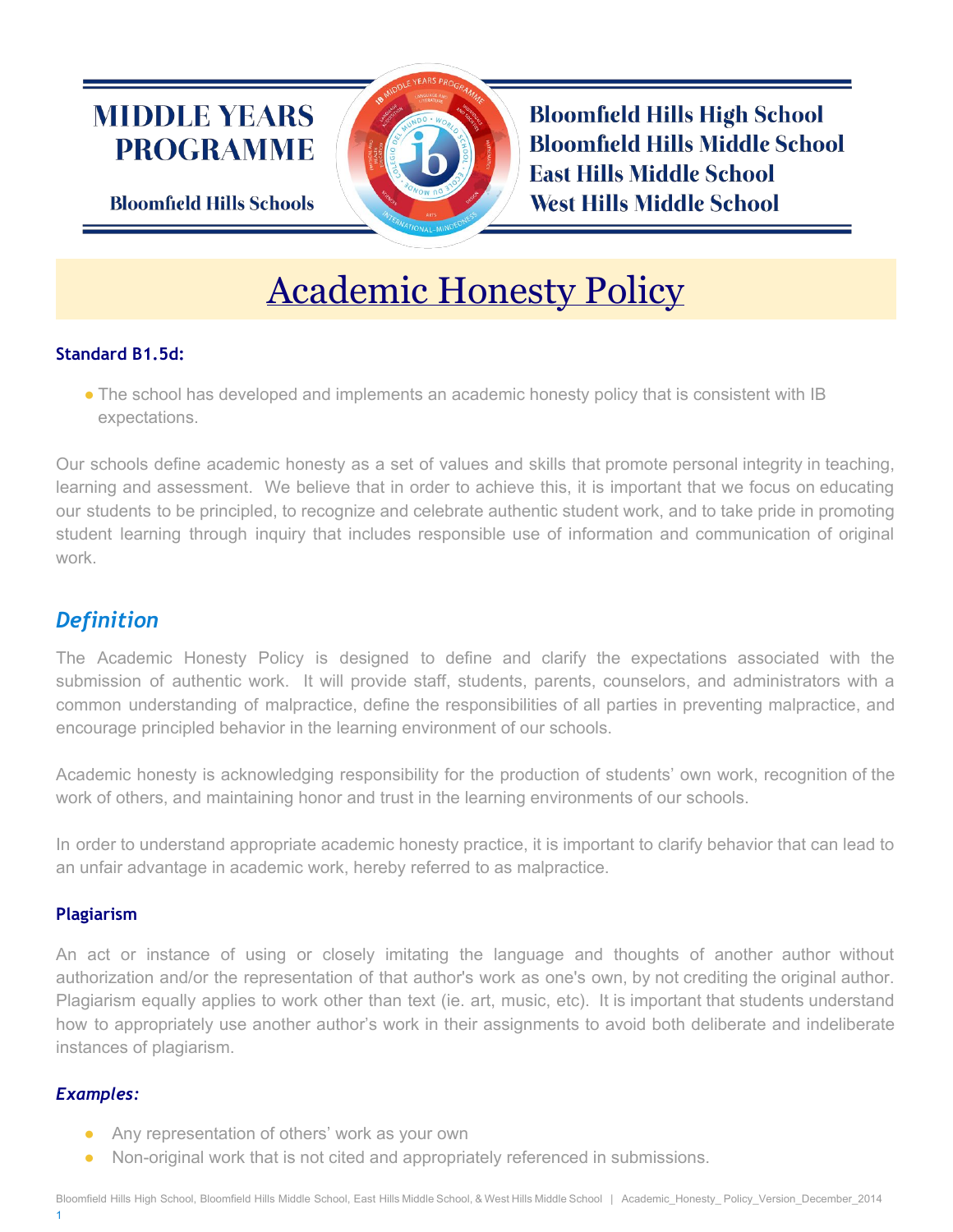# MIDDLE YEARS PROGRAMME

**Bloomfield Hills Schools**

**Bloomfield Hills High School**
**Bloomfield Hills Middle School**
**East Hills Middle School**
**West Hills Middle School**

# Academic Honesty Policy

### Standard B1.5d:

- The school has developed and implements an academic honesty policy that is consistent with IB expectations.

Our schools define academic honesty as a set of values and skills that promote personal integrity in teaching, learning and assessment. We believe that in order to achieve this, it is important that we focus on educating our students to be principled, to recognize and celebrate authentic student work, and to take pride in promoting student learning through inquiry that includes responsible use of information and communication of original work.

## *Definition*

The Academic Honesty Policy is designed to define and clarify the expectations associated with the submission of authentic work. It will provide staff, students, parents, counselors, and administrators with a common understanding of malpractice, define the responsibilities of all parties in preventing malpractice, and encourage principled behavior in the learning environment of our schools.

Academic honesty is acknowledging responsibility for the production of students' own work, recognition of the work of others, and maintaining honor and trust in the learning environments of our schools.

In order to understand appropriate academic honesty practice, it is important to clarify behavior that can lead to an unfair advantage in academic work, hereby referred to as malpractice.

### Plagiarism

An act or instance of using or closely imitating the language and thoughts of another author without authorization and/or the representation of that author's work as one's own, by not crediting the original author. Plagiarism equally applies to work other than text (ie. art, music, etc). It is important that students understand how to appropriately use another author's work in their assignments to avoid both deliberate and indeliberate instances of plagiarism.

### *Examples:*

- Any representation of others' work as your own
- Non-original work that is not cited and appropriately referenced in submissions.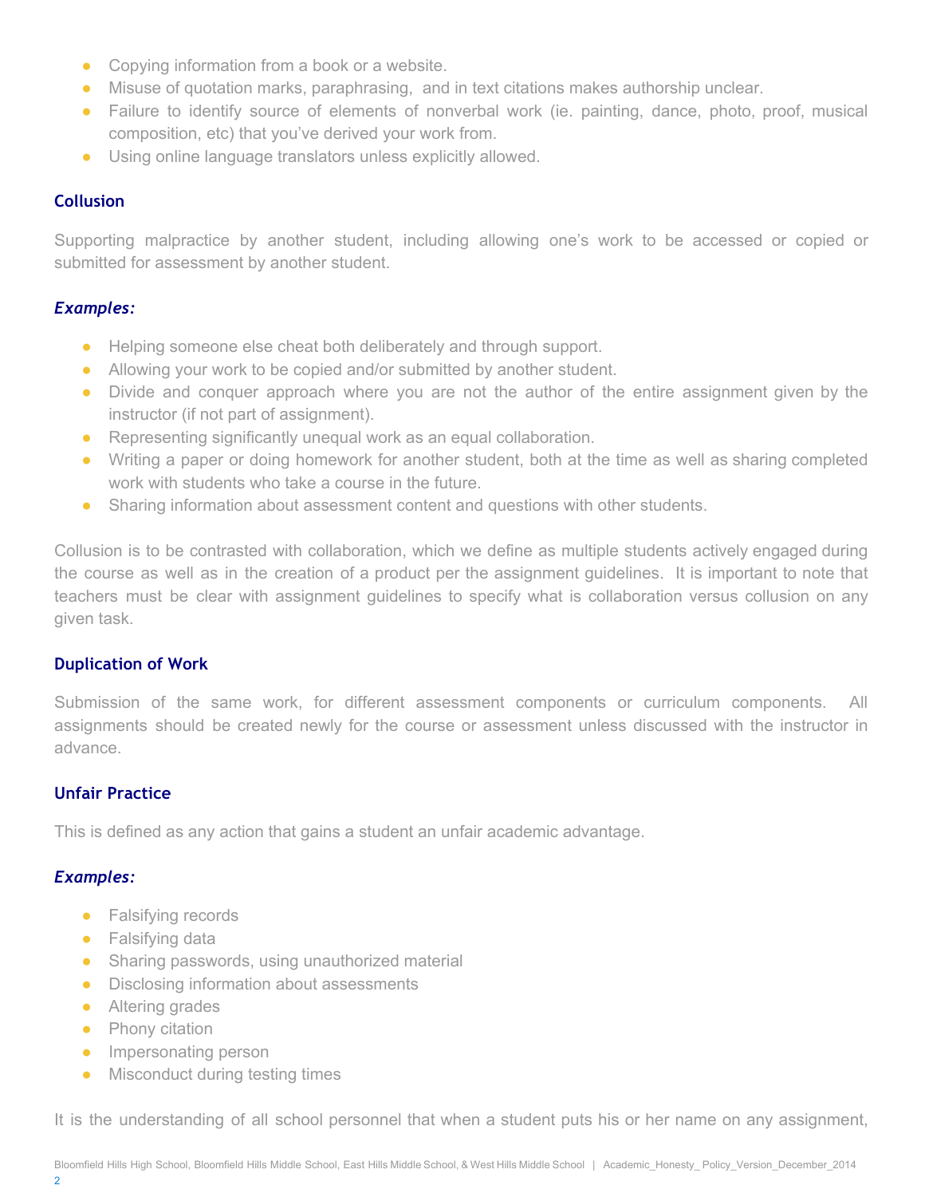- Copying information from a book or a website.
- Misuse of quotation marks, paraphrasing,  and in text citations makes authorship unclear.
- Failure to identify source of elements of nonverbal work (ie. painting, dance, photo, proof, musical composition, etc) that you've derived your work from.
- Using online language translators unless explicitly allowed.

### Collusion

Supporting malpractice by another student, including allowing one's work to be accessed or copied or submitted for assessment by another student.

### *Examples:*

- Helping someone else cheat both deliberately and through support.
- Allowing your work to be copied and/or submitted by another student.
- Divide and conquer approach where you are not the author of the entire assignment given by the instructor (if not part of assignment).
- Representing significantly unequal work as an equal collaboration.
- Writing a paper or doing homework for another student, both at the time as well as sharing completed work with students who take a course in the future.
- Sharing information about assessment content and questions with other students.

Collusion is to be contrasted with collaboration, which we define as multiple students actively engaged during the course as well as in the creation of a product per the assignment guidelines.  It is important to note that teachers must be clear with assignment guidelines to specify what is collaboration versus collusion on any given task.

### Duplication of Work

Submission of the same work, for different assessment components or curriculum components.  All assignments should be created newly for the course or assessment unless discussed with the instructor in advance.

### Unfair Practice

This is defined as any action that gains a student an unfair academic advantage.

### *Examples:*

- Falsifying records
- Falsifying data
- Sharing passwords, using unauthorized material
- Disclosing information about assessments
- Altering grades
- Phony citation
- Impersonating person
- Misconduct during testing times

It is the understanding of all school personnel that when a student puts his or her name on any assignment,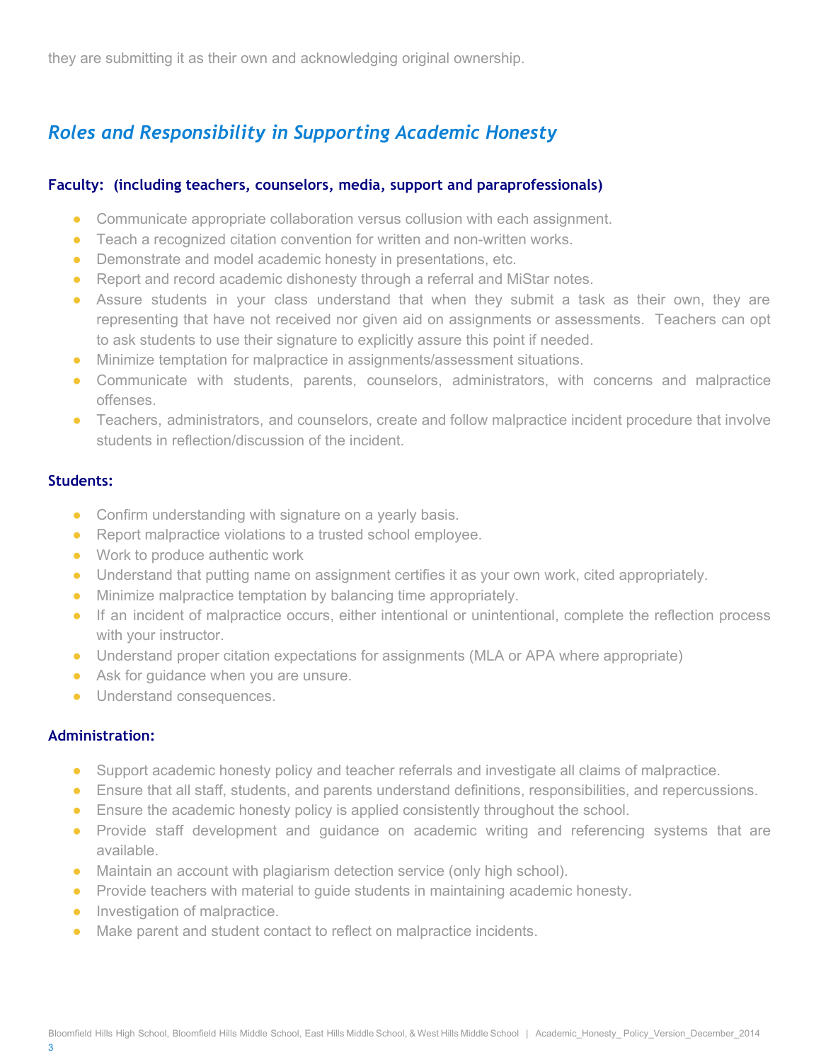they are submitting it as their own and acknowledging original ownership.

## *Roles and Responsibility in Supporting Academic Honesty*

### Faculty: (including teachers, counselors, media, support and paraprofessionals)

- Communicate appropriate collaboration versus collusion with each assignment.
- Teach a recognized citation convention for written and non-written works.
- Demonstrate and model academic honesty in presentations, etc.
- Report and record academic dishonesty through a referral and MiStar notes.
- Assure students in your class understand that when they submit a task as their own, they are representing that have not received nor given aid on assignments or assessments. Teachers can opt to ask students to use their signature to explicitly assure this point if needed.
- Minimize temptation for malpractice in assignments/assessment situations.
- Communicate with students, parents, counselors, administrators, with concerns and malpractice offenses.
- Teachers, administrators, and counselors, create and follow malpractice incident procedure that involve students in reflection/discussion of the incident.

### Students:

- Confirm understanding with signature on a yearly basis.
- Report malpractice violations to a trusted school employee.
- Work to produce authentic work
- Understand that putting name on assignment certifies it as your own work, cited appropriately.
- Minimize malpractice temptation by balancing time appropriately.
- If an incident of malpractice occurs, either intentional or unintentional, complete the reflection process with your instructor.
- Understand proper citation expectations for assignments (MLA or APA where appropriate)
- Ask for guidance when you are unsure.
- Understand consequences.

### Administration:

- Support academic honesty policy and teacher referrals and investigate all claims of malpractice.
- Ensure that all staff, students, and parents understand definitions, responsibilities, and repercussions.
- Ensure the academic honesty policy is applied consistently throughout the school.
- Provide staff development and guidance on academic writing and referencing systems that are available.
- Maintain an account with plagiarism detection service (only high school).
- Provide teachers with material to guide students in maintaining academic honesty.
- Investigation of malpractice.
- Make parent and student contact to reflect on malpractice incidents.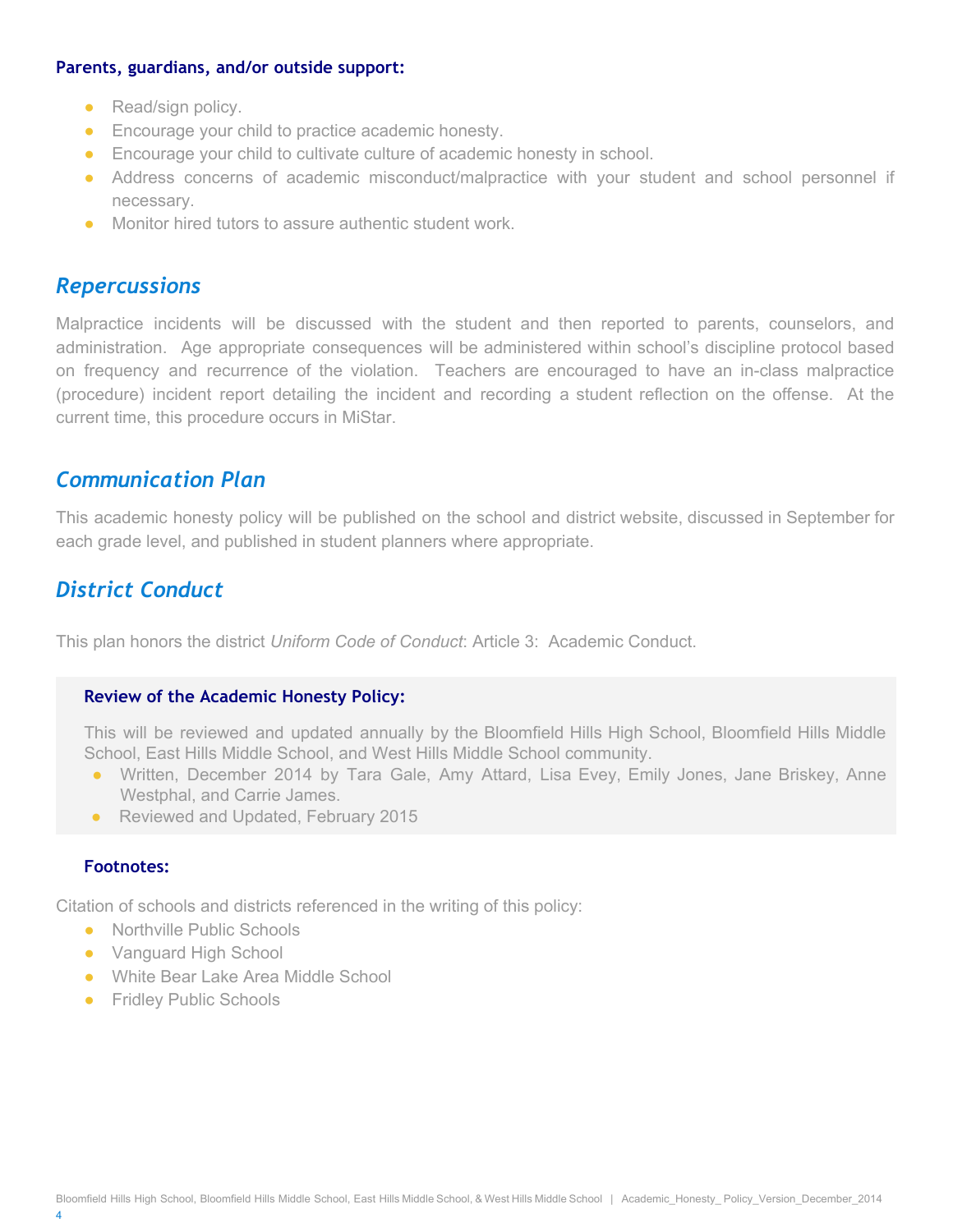**Parents, guardians, and/or outside support:**

- Read/sign policy.
- Encourage your child to practice academic honesty.
- Encourage your child to cultivate culture of academic honesty in school.
- Address concerns of academic misconduct/malpractice with your student and school personnel if necessary.
- Monitor hired tutors to assure authentic student work.

## *Repercussions*

Malpractice incidents will be discussed with the student and then reported to parents, counselors, and administration. Age appropriate consequences will be administered within school's discipline protocol based on frequency and recurrence of the violation. Teachers are encouraged to have an in-class malpractice (procedure) incident report detailing the incident and recording a student reflection on the offense. At the current time, this procedure occurs in MiStar.

## *Communication Plan*

This academic honesty policy will be published on the school and district website, discussed in September for each grade level, and published in student planners where appropriate.

## *District Conduct*

This plan honors the district *Uniform Code of Conduct*: Article 3: Academic Conduct.

**Review of the Academic Honesty Policy:**

This will be reviewed and updated annually by the Bloomfield Hills High School, Bloomfield Hills Middle School, East Hills Middle School, and West Hills Middle School community.

- Written, December 2014 by Tara Gale, Amy Attard, Lisa Evey, Emily Jones, Jane Briskey, Anne Westphal, and Carrie James.
- Reviewed and Updated, February 2015

**Footnotes:**

Citation of schools and districts referenced in the writing of this policy:

- Northville Public Schools
- Vanguard High School
- White Bear Lake Area Middle School
- Fridley Public Schools